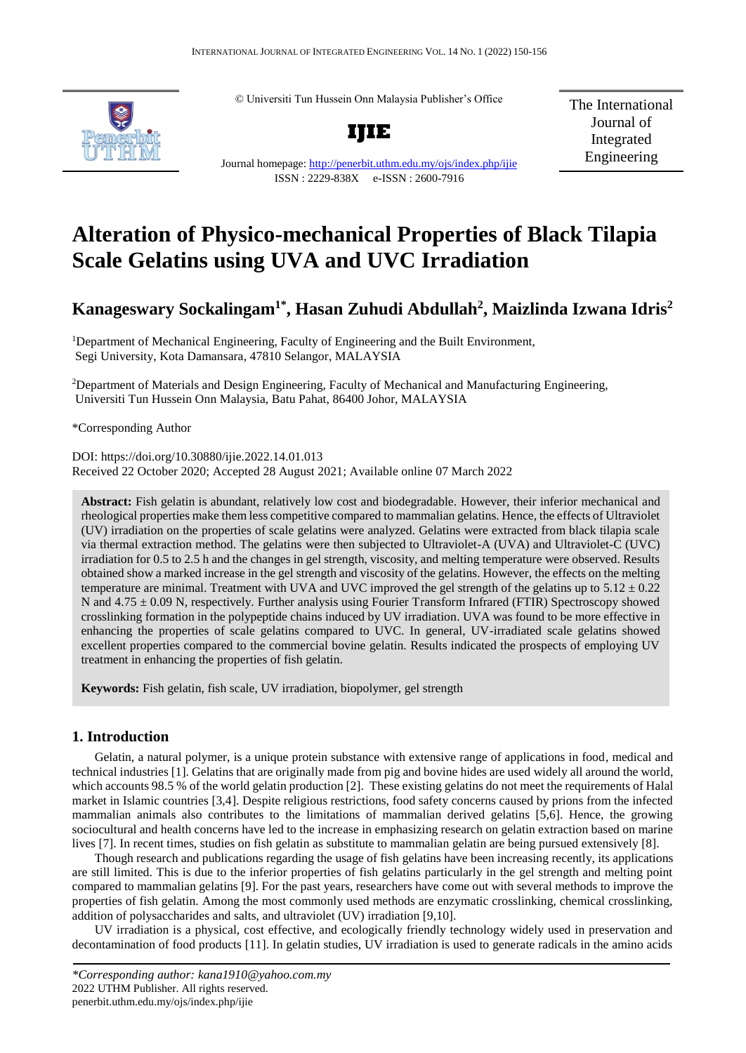© Universiti Tun Hussein Onn Malaysia Publisher's Office

**IJIE**

Journal homepage: http://penerbit.uthm.edu.my/ojs/index.php/ijie

ISSN : 2229-838X e-ISSN : 2600-7916

The International Journal of Integrated Engineering

# Alteration of Physico-mechanical Properties of Black Tilapia Scale Gelatins using UVA and UVC Irradiation

## Kanageswary Sockalingam[1*], Hasan Zuhudi Abdullah[2], Maizlinda Izwana Idris[2]

[1]Department of Mechanical Engineering, Faculty of Engineering and the Built Environment, Segi University, Kota Damansara, 47810 Selangor, MALAYSIA

[2]Department of Materials and Design Engineering, Faculty of Mechanical and Manufacturing Engineering, Universiti Tun Hussein Onn Malaysia, Batu Pahat, 86400 Johor, MALAYSIA

*Corresponding Author

DOI: https://doi.org/10.30880/ijie.2022.14.01.013

Received 22 October 2020; Accepted 28 August 2021; Available online 07 March 2022

**Abstract:** Fish gelatin is abundant, relatively low cost and biodegradable. However, their inferior mechanical and rheological properties make them less competitive compared to mammalian gelatins. Hence, the effects of Ultraviolet (UV) irradiation on the properties of scale gelatins were analyzed. Gelatins were extracted from black tilapia scale via thermal extraction method. The gelatins were then subjected to Ultraviolet-A (UVA) and Ultraviolet-C (UVC) irradiation for 0.5 to 2.5 h and the changes in gel strength, viscosity, and melting temperature were observed. Results obtained show a marked increase in the gel strength and viscosity of the gelatins. However, the effects on the melting temperature are minimal. Treatment with UVA and UVC improved the gel strength of the gelatins up to $5.12 \pm 0.22$ N and $4.75 \pm 0.09$ N, respectively. Further analysis using Fourier Transform Infrared (FTIR) Spectroscopy showed crosslinking formation in the polypeptide chains induced by UV irradiation. UVA was found to be more effective in enhancing the properties of scale gelatins compared to UVC. In general, UV-irradiated scale gelatins showed excellent properties compared to the commercial bovine gelatin. Results indicated the prospects of employing UV treatment in enhancing the properties of fish gelatin.

**Keywords:** Fish gelatin, fish scale, UV irradiation, biopolymer, gel strength

## 1. Introduction

Gelatin, a natural polymer, is a unique protein substance with extensive range of applications in food, medical and technical industries [1]. Gelatins that are originally made from pig and bovine hides are used widely all around the world, which accounts 98.5 % of the world gelatin production [2]. These existing gelatins do not meet the requirements of Halal market in Islamic countries [3,4]. Despite religious restrictions, food safety concerns caused by prions from the infected mammalian animals also contributes to the limitations of mammalian derived gelatins [5,6]. Hence, the growing sociocultural and health concerns have led to the increase in emphasizing research on gelatin extraction based on marine lives [7]. In recent times, studies on fish gelatin as substitute to mammalian gelatin are being pursued extensively [8].

Though research and publications regarding the usage of fish gelatins have been increasing recently, its applications are still limited. This is due to the inferior properties of fish gelatins particularly in the gel strength and melting point compared to mammalian gelatins [9]. For the past years, researchers have come out with several methods to improve the properties of fish gelatin. Among the most commonly used methods are enzymatic crosslinking, chemical crosslinking, addition of polysaccharides and salts, and ultraviolet (UV) irradiation [9,10].

UV irradiation is a physical, cost effective, and ecologically friendly technology widely used in preservation and decontamination of food products [11]. In gelatin studies, UV irradiation is used to generate radicals in the amino acids

*\*Corresponding author: kana1910@yahoo.com.my*
2022 UTHM Publisher. All rights reserved.
penerbit.uthm.edu.my/ojs/index.php/ijie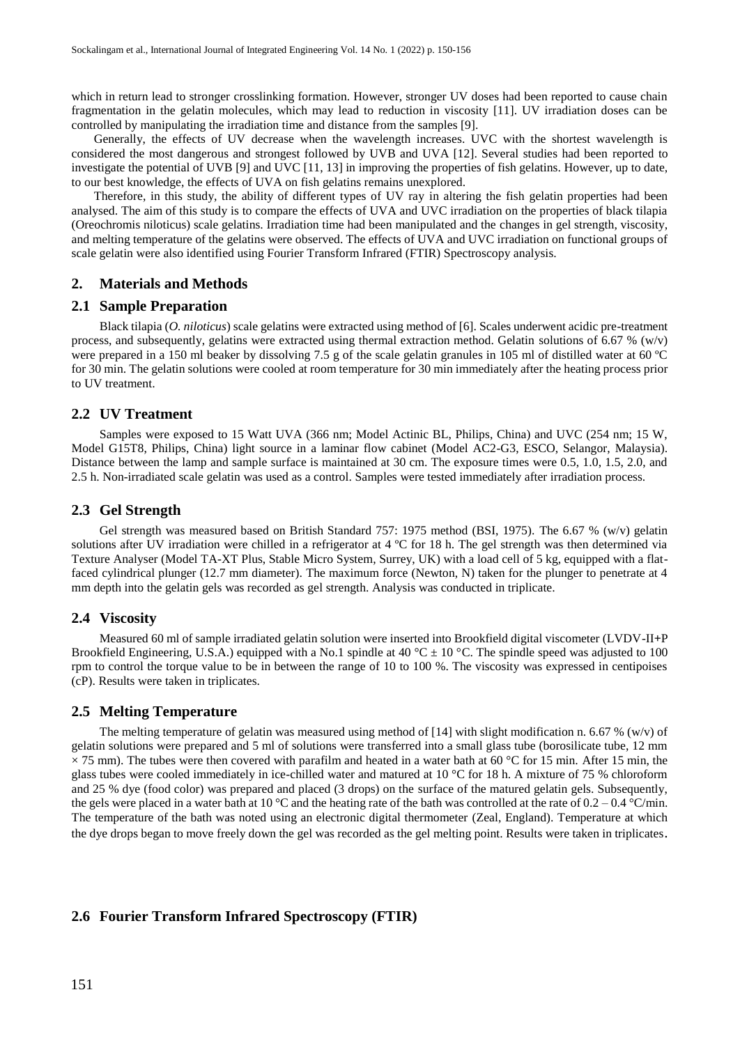which in return lead to stronger crosslinking formation. However, stronger UV doses had been reported to cause chain fragmentation in the gelatin molecules, which may lead to reduction in viscosity [11]. UV irradiation doses can be controlled by manipulating the irradiation time and distance from the samples [9].

Generally, the effects of UV decrease when the wavelength increases. UVC with the shortest wavelength is considered the most dangerous and strongest followed by UVB and UVA [12]. Several studies had been reported to investigate the potential of UVB [9] and UVC [11, 13] in improving the properties of fish gelatins. However, up to date, to our best knowledge, the effects of UVA on fish gelatins remains unexplored.

Therefore, in this study, the ability of different types of UV ray in altering the fish gelatin properties had been analysed. The aim of this study is to compare the effects of UVA and UVC irradiation on the properties of black tilapia (Oreochromis niloticus) scale gelatins. Irradiation time had been manipulated and the changes in gel strength, viscosity, and melting temperature of the gelatins were observed. The effects of UVA and UVC irradiation on functional groups of scale gelatin were also identified using Fourier Transform Infrared (FTIR) Spectroscopy analysis.

## 2. Materials and Methods

### 2.1 Sample Preparation

Black tilapia (*O. niloticus*) scale gelatins were extracted using method of [6]. Scales underwent acidic pre-treatment process, and subsequently, gelatins were extracted using thermal extraction method. Gelatin solutions of 6.67 % (w/v) were prepared in a 150 ml beaker by dissolving 7.5 g of the scale gelatin granules in 105 ml of distilled water at 60 ºC for 30 min. The gelatin solutions were cooled at room temperature for 30 min immediately after the heating process prior to UV treatment.

### 2.2 UV Treatment

Samples were exposed to 15 Watt UVA (366 nm; Model Actinic BL, Philips, China) and UVC (254 nm; 15 W, Model G15T8, Philips, China) light source in a laminar flow cabinet (Model AC2-G3, ESCO, Selangor, Malaysia). Distance between the lamp and sample surface is maintained at 30 cm. The exposure times were 0.5, 1.0, 1.5, 2.0, and 2.5 h. Non-irradiated scale gelatin was used as a control. Samples were tested immediately after irradiation process.

### 2.3 Gel Strength

Gel strength was measured based on British Standard 757: 1975 method (BSI, 1975). The 6.67 % (w/v) gelatin solutions after UV irradiation were chilled in a refrigerator at 4 ºC for 18 h. The gel strength was then determined via Texture Analyser (Model TA-XT Plus, Stable Micro System, Surrey, UK) with a load cell of 5 kg, equipped with a flat-faced cylindrical plunger (12.7 mm diameter). The maximum force (Newton, N) taken for the plunger to penetrate at 4 mm depth into the gelatin gels was recorded as gel strength. Analysis was conducted in triplicate.

### 2.4 Viscosity

Measured 60 ml of sample irradiated gelatin solution were inserted into Brookfield digital viscometer (LVDV-II+P Brookfield Engineering, U.S.A.) equipped with a No.1 spindle at 40 °C ± 10 °C. The spindle speed was adjusted to 100 rpm to control the torque value to be in between the range of 10 to 100 %. The viscosity was expressed in centipoises (cP). Results were taken in triplicates.

### 2.5 Melting Temperature

The melting temperature of gelatin was measured using method of [14] with slight modification n. 6.67 % (w/v) of gelatin solutions were prepared and 5 ml of solutions were transferred into a small glass tube (borosilicate tube, 12 mm × 75 mm). The tubes were then covered with parafilm and heated in a water bath at 60 °C for 15 min. After 15 min, the glass tubes were cooled immediately in ice-chilled water and matured at 10 °C for 18 h. A mixture of 75 % chloroform and 25 % dye (food color) was prepared and placed (3 drops) on the surface of the matured gelatin gels. Subsequently, the gels were placed in a water bath at 10 °C and the heating rate of the bath was controlled at the rate of 0.2 – 0.4 °C/min. The temperature of the bath was noted using an electronic digital thermometer (Zeal, England). Temperature at which the dye drops began to move freely down the gel was recorded as the gel melting point. Results were taken in triplicates.

### 2.6 Fourier Transform Infrared Spectroscopy (FTIR)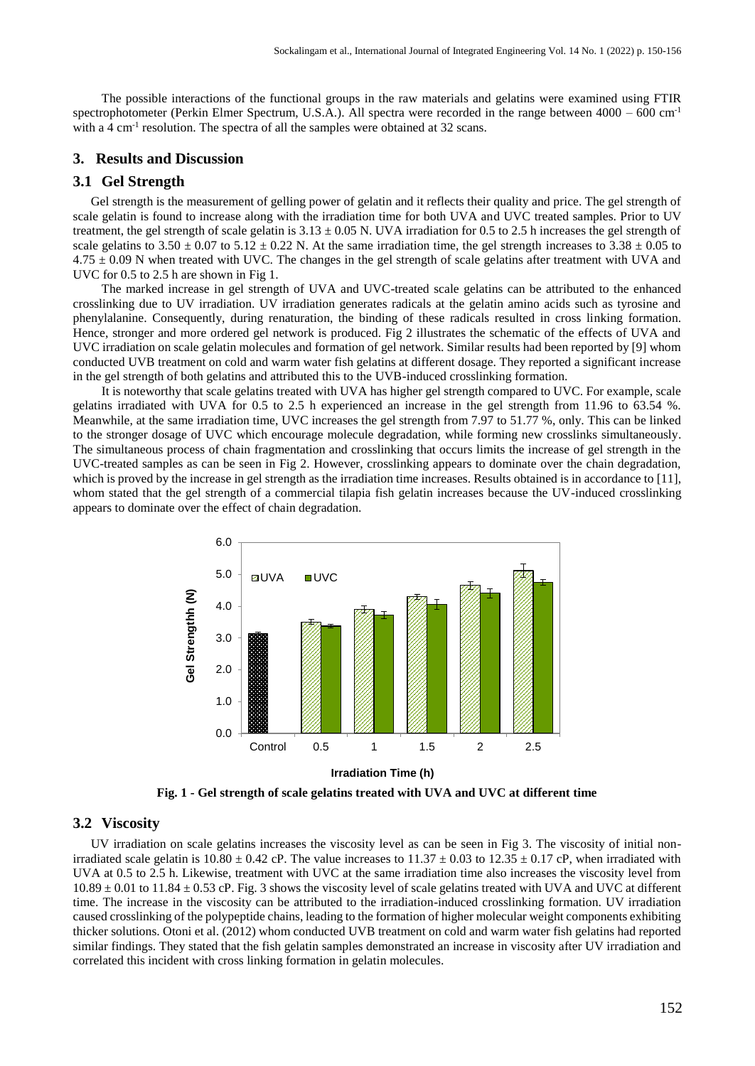The possible interactions of the functional groups in the raw materials and gelatins were examined using FTIR spectrophotometer (Perkin Elmer Spectrum, U.S.A.). All spectra were recorded in the range between 4000 – 600 $cm^{-1}$ with a 4 $cm^{-1}$ resolution. The spectra of all the samples were obtained at 32 scans.

## 3. Results and Discussion

### 3.1 Gel Strength

Gel strength is the measurement of gelling power of gelatin and it reflects their quality and price. The gel strength of scale gelatin is found to increase along with the irradiation time for both UVA and UVC treated samples. Prior to UV treatment, the gel strength of scale gelatin is $3.13 \pm 0.05$ N. UVA irradiation for 0.5 to 2.5 h increases the gel strength of scale gelatins to $3.50 \pm 0.07$ to $5.12 \pm 0.22$ N. At the same irradiation time, the gel strength increases to $3.38 \pm 0.05$ to $4.75 \pm 0.09$ N when treated with UVC. The changes in the gel strength of scale gelatins after treatment with UVA and UVC for 0.5 to 2.5 h are shown in Fig 1.

The marked increase in gel strength of UVA and UVC-treated scale gelatins can be attributed to the enhanced crosslinking due to UV irradiation. UV irradiation generates radicals at the gelatin amino acids such as tyrosine and phenylalanine. Consequently, during renaturation, the binding of these radicals resulted in cross linking formation. Hence, stronger and more ordered gel network is produced. Fig 2 illustrates the schematic of the effects of UVA and UVC irradiation on scale gelatin molecules and formation of gel network. Similar results had been reported by [9] whom conducted UVB treatment on cold and warm water fish gelatins at different dosage. They reported a significant increase in the gel strength of both gelatins and attributed this to the UVB-induced crosslinking formation.

It is noteworthy that scale gelatins treated with UVA has higher gel strength compared to UVC. For example, scale gelatins irradiated with UVA for 0.5 to 2.5 h experienced an increase in the gel strength from 11.96 to 63.54 %. Meanwhile, at the same irradiation time, UVC increases the gel strength from 7.97 to 51.77 %, only. This can be linked to the stronger dosage of UVC which encourage molecule degradation, while forming new crosslinks simultaneously. The simultaneous process of chain fragmentation and crosslinking that occurs limits the increase of gel strength in the UVC-treated samples as can be seen in Fig 2. However, crosslinking appears to dominate over the chain degradation, which is proved by the increase in gel strength as the irradiation time increases. Results obtained is in accordance to [11], whom stated that the gel strength of a commercial tilapia fish gelatin increases because the UV-induced crosslinking appears to dominate over the effect of chain degradation.

**Fig. 1 - Gel strength of scale gelatins treated with UVA and UVC at different time**

### 3.2 Viscosity

UV irradiation on scale gelatins increases the viscosity level as can be seen in Fig 3. The viscosity of initial non-irradiated scale gelatin is $10.80 \pm 0.42$ cP. The value increases to $11.37 \pm 0.03$ to $12.35 \pm 0.17$ cP, when irradiated with UVA at 0.5 to 2.5 h. Likewise, treatment with UVC at the same irradiation time also increases the viscosity level from $10.89 \pm 0.01$ to $11.84 \pm 0.53$ cP. Fig. 3 shows the viscosity level of scale gelatins treated with UVA and UVC at different time. The increase in the viscosity can be attributed to the irradiation-induced crosslinking formation. UV irradiation caused crosslinking of the polypeptide chains, leading to the formation of higher molecular weight components exhibiting thicker solutions. Otoni et al. (2012) whom conducted UVB treatment on cold and warm water fish gelatins had reported similar findings. They stated that the fish gelatin samples demonstrated an increase in viscosity after UV irradiation and correlated this incident with cross linking formation in gelatin molecules.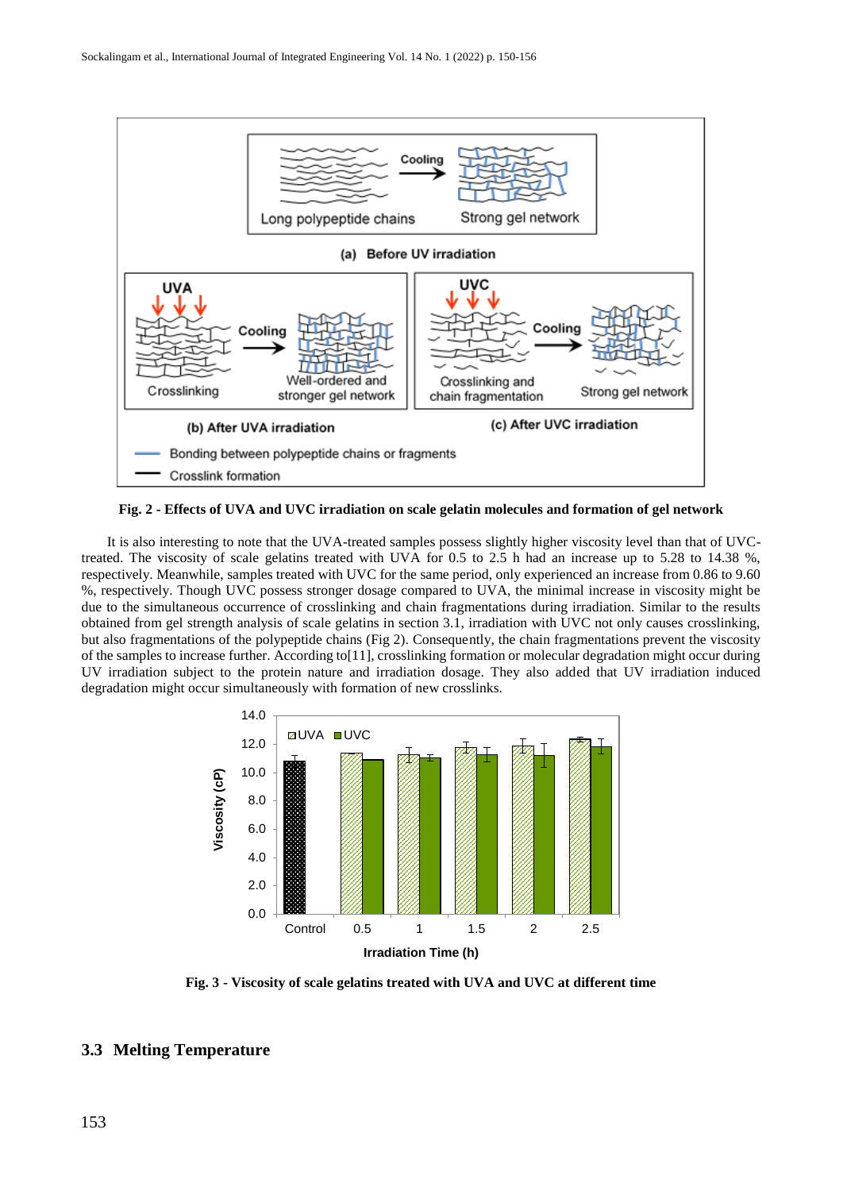Fig. 2 - Effects of UVA and UVC irradiation on scale gelatin molecules and formation of gel network

It is also interesting to note that the UVA-treated samples possess slightly higher viscosity level than that of UVC-treated. The viscosity of scale gelatins treated with UVA for 0.5 to 2.5 h had an increase up to 5.28 to 14.38 %, respectively. Meanwhile, samples treated with UVC for the same period, only experienced an increase from 0.86 to 9.60 %, respectively. Though UVC possess stronger dosage compared to UVA, the minimal increase in viscosity might be due to the simultaneous occurrence of crosslinking and chain fragmentations during irradiation. Similar to the results obtained from gel strength analysis of scale gelatins in section 3.1, irradiation with UVC not only causes crosslinking, but also fragmentations of the polypeptide chains (Fig 2). Consequently, the chain fragmentations prevent the viscosity of the samples to increase further. According to[11], crosslinking formation or molecular degradation might occur during UV irradiation subject to the protein nature and irradiation dosage. They also added that UV irradiation induced degradation might occur simultaneously with formation of new crosslinks.

Fig. 3 - Viscosity of scale gelatins treated with UVA and UVC at different time

### 3.3 Melting Temperature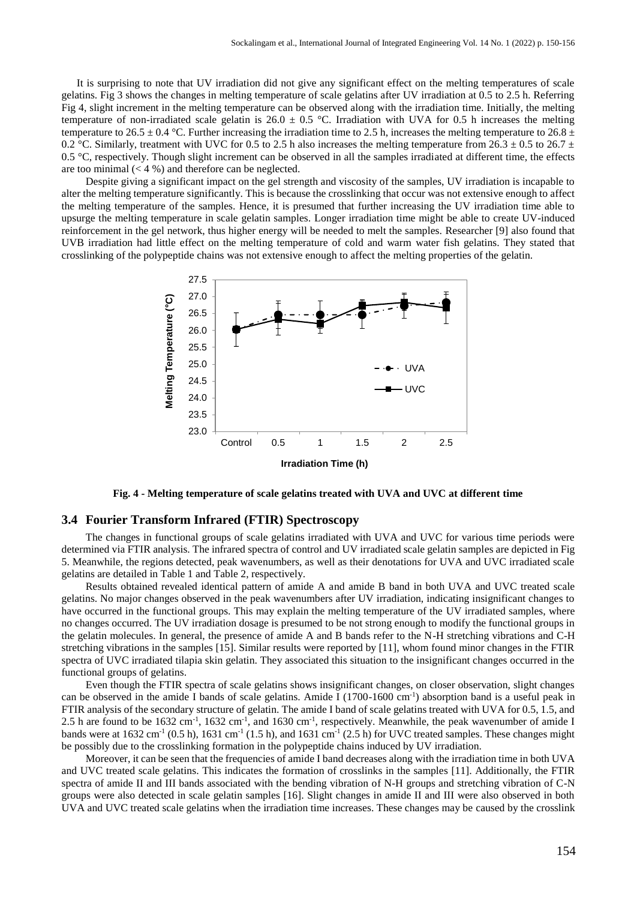It is surprising to note that UV irradiation did not give any significant effect on the melting temperatures of scale gelatins. Fig 3 shows the changes in melting temperature of scale gelatins after UV irradiation at 0.5 to 2.5 h. Referring Fig 4, slight increment in the melting temperature can be observed along with the irradiation time. Initially, the melting temperature of non-irradiated scale gelatin is 26.0 ± 0.5 °C. Irradiation with UVA for 0.5 h increases the melting temperature to 26.5 ± 0.4 °C. Further increasing the irradiation time to 2.5 h, increases the melting temperature to 26.8 ± 0.2 °C. Similarly, treatment with UVC for 0.5 to 2.5 h also increases the melting temperature from 26.3 ± 0.5 to 26.7 ± 0.5 °C, respectively. Though slight increment can be observed in all the samples irradiated at different time, the effects are too minimal (< 4 %) and therefore can be neglected.

Despite giving a significant impact on the gel strength and viscosity of the samples, UV irradiation is incapable to alter the melting temperature significantly. This is because the crosslinking that occur was not extensive enough to affect the melting temperature of the samples. Hence, it is presumed that further increasing the UV irradiation time able to upsurge the melting temperature in scale gelatin samples. Longer irradiation time might be able to create UV-induced reinforcement in the gel network, thus higher energy will be needed to melt the samples. Researcher [9] also found that UVB irradiation had little effect on the melting temperature of cold and warm water fish gelatins. They stated that crosslinking of the polypeptide chains was not extensive enough to affect the melting properties of the gelatin.

**Fig. 4 - Melting temperature of scale gelatins treated with UVA and UVC at different time**

## 3.4 Fourier Transform Infrared (FTIR) Spectroscopy

The changes in functional groups of scale gelatins irradiated with UVA and UVC for various time periods were determined via FTIR analysis. The infrared spectra of control and UV irradiated scale gelatin samples are depicted in Fig 5. Meanwhile, the regions detected, peak wavenumbers, as well as their denotations for UVA and UVC irradiated scale gelatins are detailed in Table 1 and Table 2, respectively.

Results obtained revealed identical pattern of amide A and amide B band in both UVA and UVC treated scale gelatins. No major changes observed in the peak wavenumbers after UV irradiation, indicating insignificant changes to have occurred in the functional groups. This may explain the melting temperature of the UV irradiated samples, where no changes occurred. The UV irradiation dosage is presumed to be not strong enough to modify the functional groups in the gelatin molecules. In general, the presence of amide A and B bands refer to the N-H stretching vibrations and C-H stretching vibrations in the samples [15]. Similar results were reported by [11], whom found minor changes in the FTIR spectra of UVC irradiated tilapia skin gelatin. They associated this situation to the insignificant changes occurred in the functional groups of gelatins.

Even though the FTIR spectra of scale gelatins shows insignificant changes, on closer observation, slight changes can be observed in the amide I bands of scale gelatins. Amide I (1700-1600 $cm^{-1}$) absorption band is a useful peak in FTIR analysis of the secondary structure of gelatin. The amide I band of scale gelatins treated with UVA for 0.5, 1.5, and 2.5 h are found to be 1632 $cm^{-1}$, 1632 $cm^{-1}$, and 1630 $cm^{-1}$, respectively. Meanwhile, the peak wavenumber of amide I bands were at 1632 $cm^{-1}$ (0.5 h), 1631 $cm^{-1}$ (1.5 h), and 1631 $cm^{-1}$ (2.5 h) for UVC treated samples. These changes might be possibly due to the crosslinking formation in the polypeptide chains induced by UV irradiation.

Moreover, it can be seen that the frequencies of amide I band decreases along with the irradiation time in both UVA and UVC treated scale gelatins. This indicates the formation of crosslinks in the samples [11]. Additionally, the FTIR spectra of amide II and III bands associated with the bending vibration of N-H groups and stretching vibration of C-N groups were also detected in scale gelatin samples [16]. Slight changes in amide II and III were also observed in both UVA and UVC treated scale gelatins when the irradiation time increases. These changes may be caused by the crosslink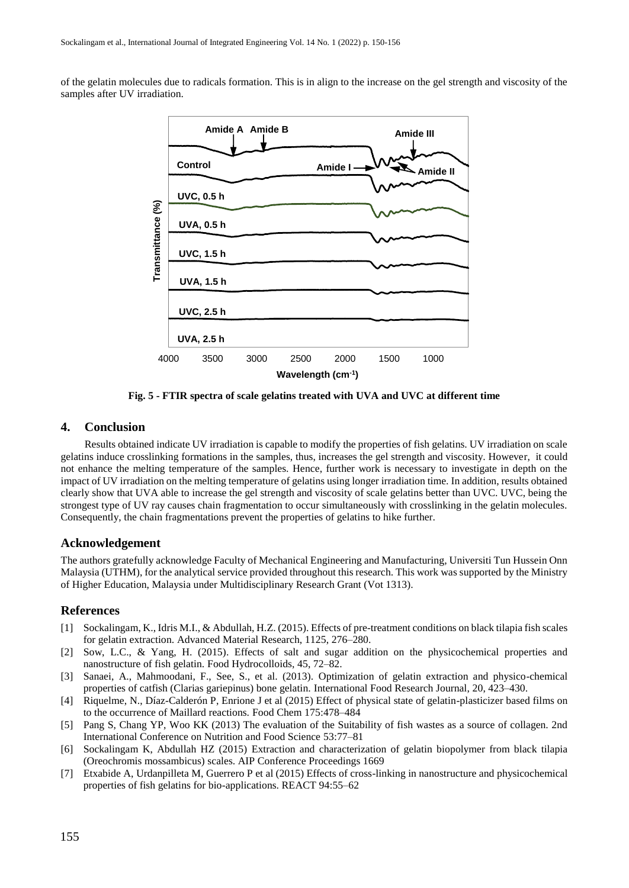of the gelatin molecules due to radicals formation. This is in align to the increase on the gel strength and viscosity of the samples after UV irradiation.

**Fig. 5 - FTIR spectra of scale gelatins treated with UVA and UVC at different time**

## 4. Conclusion

Results obtained indicate UV irradiation is capable to modify the properties of fish gelatins. UV irradiation on scale gelatins induce crosslinking formations in the samples, thus, increases the gel strength and viscosity. However, it could not enhance the melting temperature of the samples. Hence, further work is necessary to investigate in depth on the impact of UV irradiation on the melting temperature of gelatins using longer irradiation time. In addition, results obtained clearly show that UVA able to increase the gel strength and viscosity of scale gelatins better than UVC. UVC, being the strongest type of UV ray causes chain fragmentation to occur simultaneously with crosslinking in the gelatin molecules. Consequently, the chain fragmentations prevent the properties of gelatins to hike further.

## Acknowledgement

The authors gratefully acknowledge Faculty of Mechanical Engineering and Manufacturing, Universiti Tun Hussein Onn Malaysia (UTHM), for the analytical service provided throughout this research. This work was supported by the Ministry of Higher Education, Malaysia under Multidisciplinary Research Grant (Vot 1313).

## References

[1] Sockalingam, K., Idris M.I., & Abdullah, H.Z. (2015). Effects of pre-treatment conditions on black tilapia fish scales for gelatin extraction. Advanced Material Research, 1125, 276–280.

[2] Sow, L.C., & Yang, H. (2015). Effects of salt and sugar addition on the physicochemical properties and nanostructure of fish gelatin. Food Hydrocolloids, 45, 72–82.

[3] Sanaei, A., Mahmoodani, F., See, S., et al. (2013). Optimization of gelatin extraction and physico-chemical properties of catfish (Clarias gariepinus) bone gelatin. International Food Research Journal, 20, 423–430.

[4] Riquelme, N., Díaz-Calderón P, Enrione J et al (2015) Effect of physical state of gelatin-plasticizer based films on to the occurrence of Maillard reactions. Food Chem 175:478–484

[5] Pang S, Chang YP, Woo KK (2013) The evaluation of the Suitability of fish wastes as a source of collagen. 2nd International Conference on Nutrition and Food Science 53:77–81

[6] Sockalingam K, Abdullah HZ (2015) Extraction and characterization of gelatin biopolymer from black tilapia (Oreochromis mossambicus) scales. AIP Conference Proceedings 1669

[7] Etxabide A, Urdanpilleta M, Guerrero P et al (2015) Effects of cross-linking in nanostructure and physicochemical properties of fish gelatins for bio-applications. REACT 94:55–62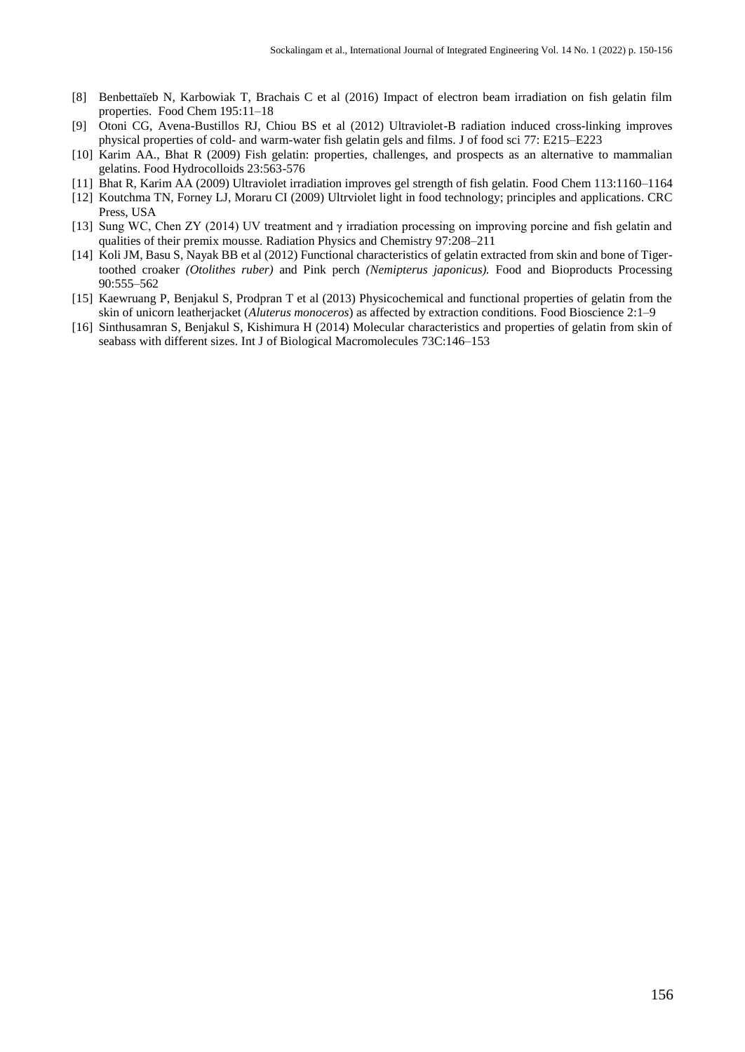[8] Benbettaïeb N, Karbowiak T, Brachais C et al (2016) Impact of electron beam irradiation on fish gelatin film properties. Food Chem 195:11–18

[9] Otoni CG, Avena-Bustillos RJ, Chiou BS et al (2012) Ultraviolet-B radiation induced cross-linking improves physical properties of cold- and warm-water fish gelatin gels and films. J of food sci 77: E215–E223

[10] Karim AA., Bhat R (2009) Fish gelatin: properties, challenges, and prospects as an alternative to mammalian gelatins. Food Hydrocolloids 23:563-576

[11] Bhat R, Karim AA (2009) Ultraviolet irradiation improves gel strength of fish gelatin. Food Chem 113:1160–1164

[12] Koutchma TN, Forney LJ, Moraru CI (2009) Ultrviolet light in food technology; principles and applications. CRC Press, USA

[13] Sung WC, Chen ZY (2014) UV treatment and γ irradiation processing on improving porcine and fish gelatin and qualities of their premix mousse. Radiation Physics and Chemistry 97:208–211

[14] Koli JM, Basu S, Nayak BB et al (2012) Functional characteristics of gelatin extracted from skin and bone of Tiger-toothed croaker *(Otolithes ruber)* and Pink perch *(Nemipterus japonicus).* Food and Bioproducts Processing 90:555–562

[15] Kaewruang P, Benjakul S, Prodpran T et al (2013) Physicochemical and functional properties of gelatin from the skin of unicorn leatherjacket (*Aluterus monoceros*) as affected by extraction conditions. Food Bioscience 2:1–9

[16] Sinthusamran S, Benjakul S, Kishimura H (2014) Molecular characteristics and properties of gelatin from skin of seabass with different sizes. Int J of Biological Macromolecules 73C:146–153